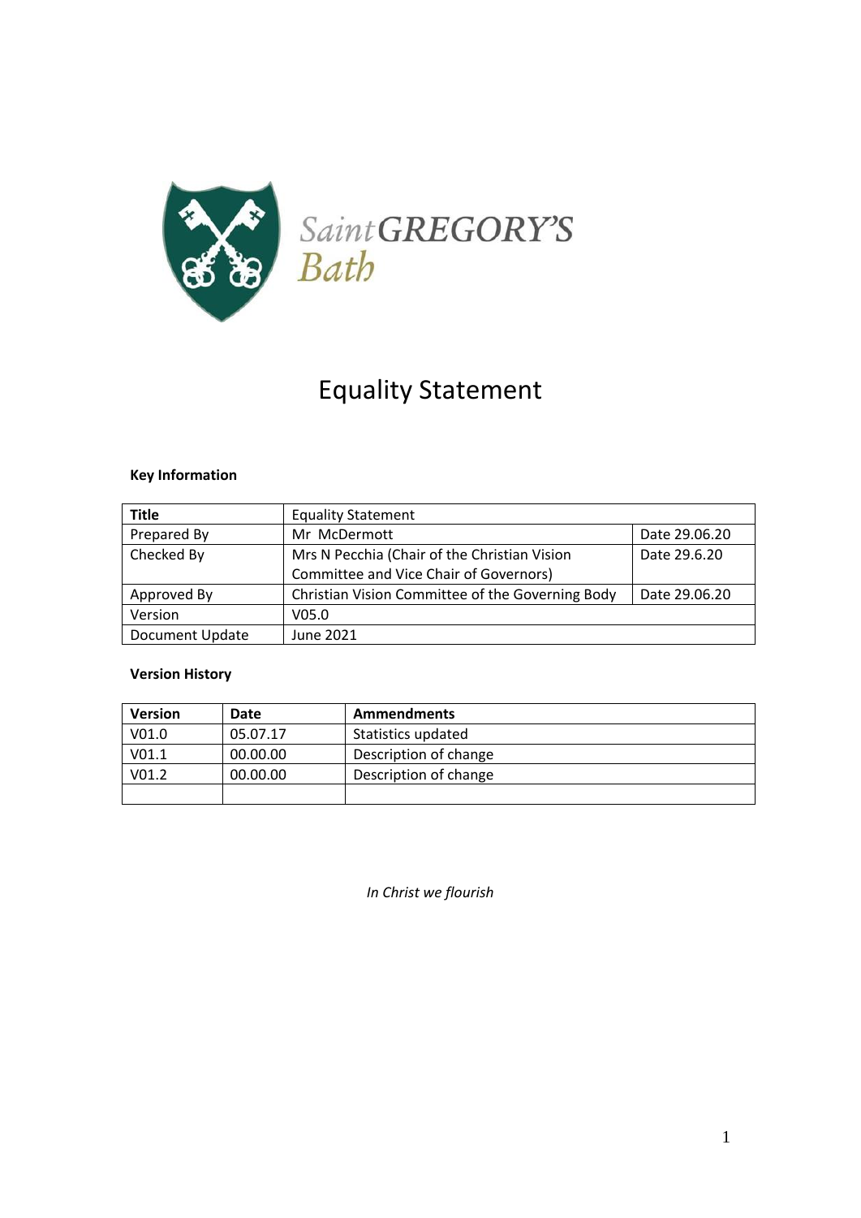Saint GREGORY'S
Bath

# Equality Statement

**Key Information**

| **Title** | Equality Statement | |
|---|---|---|
| Prepared By | Mr McDermott | Date 29.06.20 |
| Checked By | Mrs N Pecchia (Chair of the Christian Vision Committee and Vice Chair of Governors) | Date 29.6.20 |
| Approved By | Christian Vision Committee of the Governing Body | Date 29.06.20 |
| Version | V05.0 | |
| Document Update | June 2021 | |

**Version History**

| **Version** | **Date** | **Ammendments** |
|---|---|---|
| V01.0 | 05.07.17 | Statistics updated |
| V01.1 | 00.00.00 | Description of change |
| V01.2 | 00.00.00 | Description of change |
| | | |

*In Christ we flourish*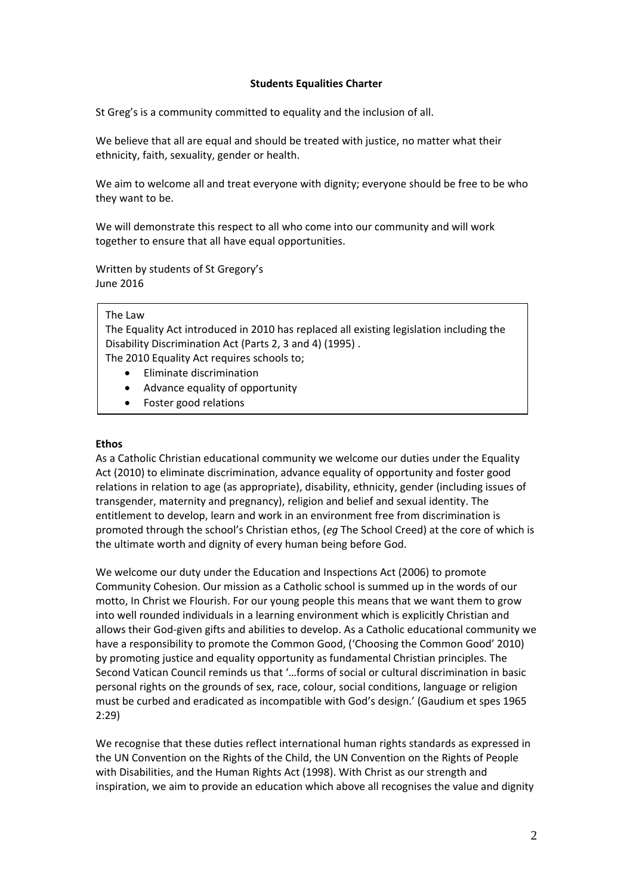**Students Equalities Charter**

St Greg's is a community committed to equality and the inclusion of all.

We believe that all are equal and should be treated with justice, no matter what their ethnicity, faith, sexuality, gender or health.

We aim to welcome all and treat everyone with dignity; everyone should be free to be who they want to be.

We will demonstrate this respect to all who come into our community and will work together to ensure that all have equal opportunities.

Written by students of St Gregory's
June 2016

The Law

The Equality Act introduced in 2010 has replaced all existing legislation including the Disability Discrimination Act (Parts 2, 3 and 4) (1995) .

The 2010 Equality Act requires schools to;

- Eliminate discrimination
- Advance equality of opportunity
- Foster good relations

**Ethos**

As a Catholic Christian educational community we welcome our duties under the Equality Act (2010) to eliminate discrimination, advance equality of opportunity and foster good relations in relation to age (as appropriate), disability, ethnicity, gender (including issues of transgender, maternity and pregnancy), religion and belief and sexual identity. The entitlement to develop, learn and work in an environment free from discrimination is promoted through the school's Christian ethos, (*eg* The School Creed) at the core of which is the ultimate worth and dignity of every human being before God.

We welcome our duty under the Education and Inspections Act (2006) to promote Community Cohesion. Our mission as a Catholic school is summed up in the words of our motto, In Christ we Flourish. For our young people this means that we want them to grow into well rounded individuals in a learning environment which is explicitly Christian and allows their God-given gifts and abilities to develop. As a Catholic educational community we have a responsibility to promote the Common Good, ('Choosing the Common Good' 2010) by promoting justice and equality opportunity as fundamental Christian principles. The Second Vatican Council reminds us that '…forms of social or cultural discrimination in basic personal rights on the grounds of sex, race, colour, social conditions, language or religion must be curbed and eradicated as incompatible with God's design.' (Gaudium et spes 1965 2:29)

We recognise that these duties reflect international human rights standards as expressed in the UN Convention on the Rights of the Child, the UN Convention on the Rights of People with Disabilities, and the Human Rights Act (1998). With Christ as our strength and inspiration, we aim to provide an education which above all recognises the value and dignity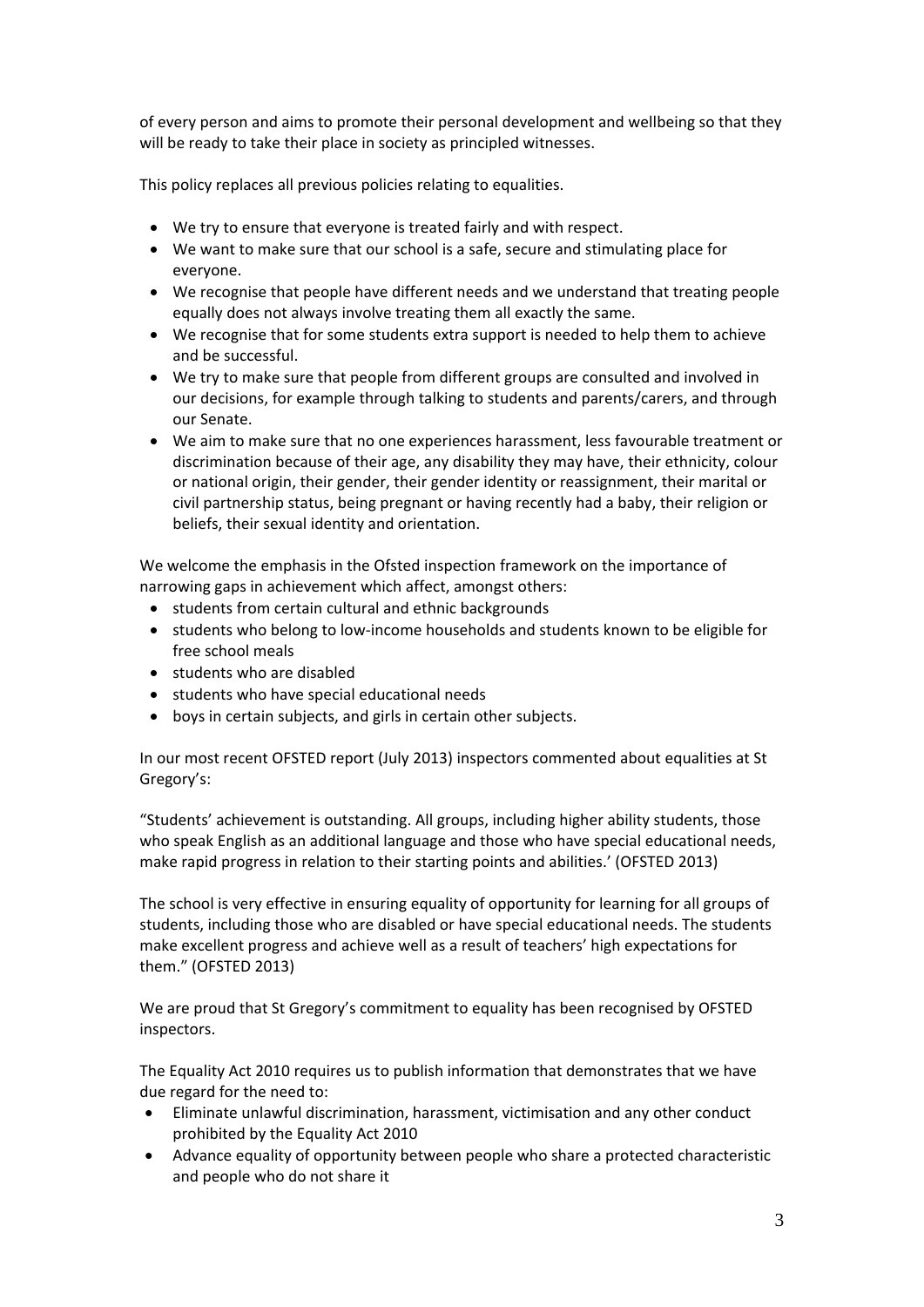of every person and aims to promote their personal development and wellbeing so that they will be ready to take their place in society as principled witnesses.

This policy replaces all previous policies relating to equalities.

- We try to ensure that everyone is treated fairly and with respect.
- We want to make sure that our school is a safe, secure and stimulating place for everyone.
- We recognise that people have different needs and we understand that treating people equally does not always involve treating them all exactly the same.
- We recognise that for some students extra support is needed to help them to achieve and be successful.
- We try to make sure that people from different groups are consulted and involved in our decisions, for example through talking to students and parents/carers, and through our Senate.
- We aim to make sure that no one experiences harassment, less favourable treatment or discrimination because of their age, any disability they may have, their ethnicity, colour or national origin, their gender, their gender identity or reassignment, their marital or civil partnership status, being pregnant or having recently had a baby, their religion or beliefs, their sexual identity and orientation.

We welcome the emphasis in the Ofsted inspection framework on the importance of narrowing gaps in achievement which affect, amongst others:

- students from certain cultural and ethnic backgrounds
- students who belong to low-income households and students known to be eligible for free school meals
- students who are disabled
- students who have special educational needs
- boys in certain subjects, and girls in certain other subjects.

In our most recent OFSTED report (July 2013) inspectors commented about equalities at St Gregory's:

"Students' achievement is outstanding. All groups, including higher ability students, those who speak English as an additional language and those who have special educational needs, make rapid progress in relation to their starting points and abilities.' (OFSTED 2013)

The school is very effective in ensuring equality of opportunity for learning for all groups of students, including those who are disabled or have special educational needs. The students make excellent progress and achieve well as a result of teachers' high expectations for them." (OFSTED 2013)

We are proud that St Gregory's commitment to equality has been recognised by OFSTED inspectors.

The Equality Act 2010 requires us to publish information that demonstrates that we have due regard for the need to:

- Eliminate unlawful discrimination, harassment, victimisation and any other conduct prohibited by the Equality Act 2010
- Advance equality of opportunity between people who share a protected characteristic and people who do not share it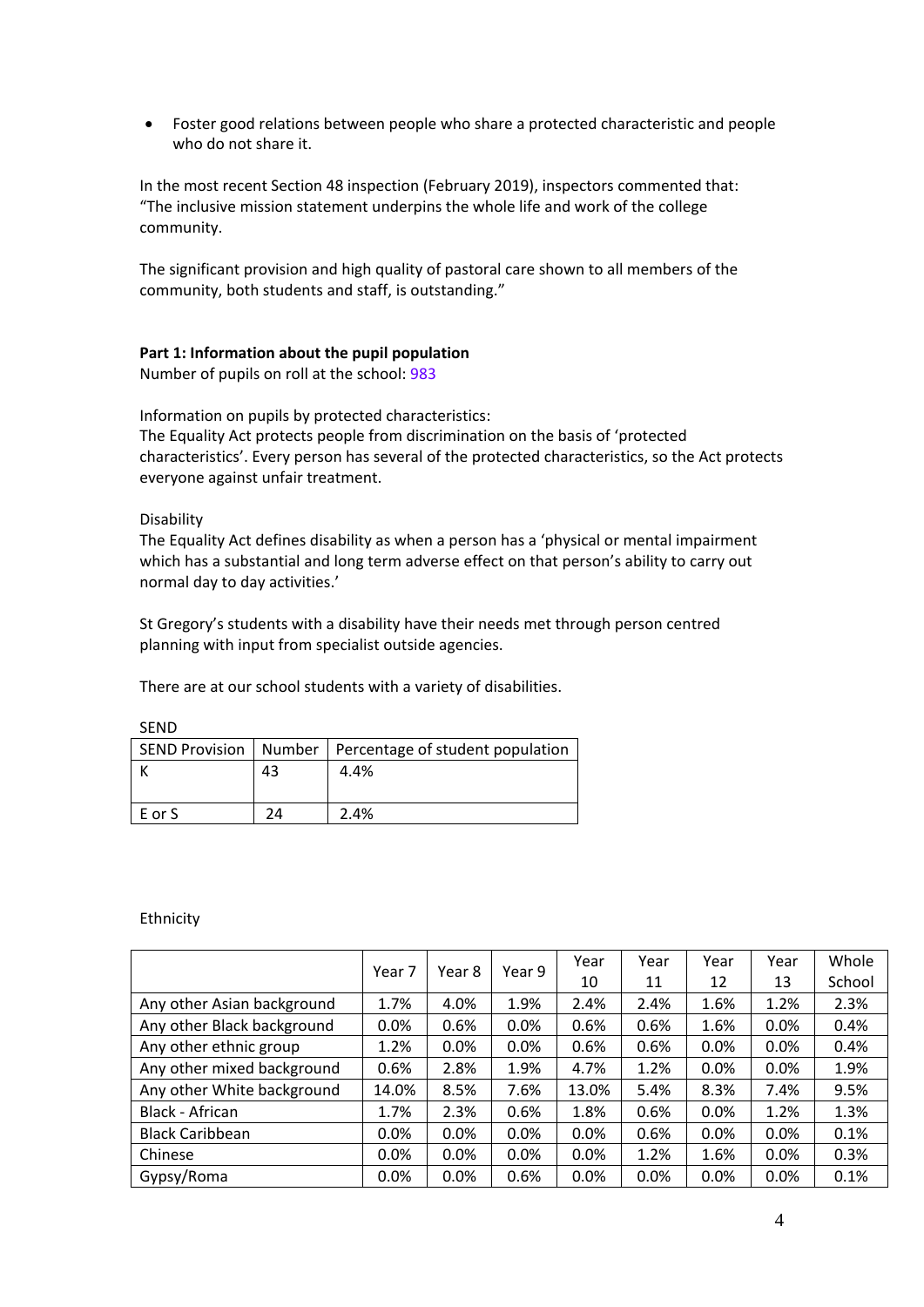- Foster good relations between people who share a protected characteristic and people who do not share it.

In the most recent Section 48 inspection (February 2019), inspectors commented that: “The inclusive mission statement underpins the whole life and work of the college community.

The significant provision and high quality of pastoral care shown to all members of the community, both students and staff, is outstanding.”

**Part 1: Information about the pupil population**

Number of pupils on roll at the school: 983

Information on pupils by protected characteristics:

The Equality Act protects people from discrimination on the basis of ‘protected characteristics’. Every person has several of the protected characteristics, so the Act protects everyone against unfair treatment.

Disability

The Equality Act defines disability as when a person has a ‘physical or mental impairment which has a substantial and long term adverse effect on that person’s ability to carry out normal day to day activities.’

St Gregory’s students with a disability have their needs met through person centred planning with input from specialist outside agencies.

There are at our school students with a variety of disabilities.

SEND

| SEND Provision | Number | Percentage of student population |
|---|---|---|
| K | 43 | 4.4% |
| E or S | 24 | 2.4% |

Ethnicity

| | Year 7 | Year 8 | Year 9 | Year 10 | Year 11 | Year 12 | Year 13 | Whole School |
|---|---|---|---|---|---|---|---|---|
| Any other Asian background | 1.7% | 4.0% | 1.9% | 2.4% | 2.4% | 1.6% | 1.2% | 2.3% |
| Any other Black background | 0.0% | 0.6% | 0.0% | 0.6% | 0.6% | 1.6% | 0.0% | 0.4% |
| Any other ethnic group | 1.2% | 0.0% | 0.0% | 0.6% | 0.6% | 0.0% | 0.0% | 0.4% |
| Any other mixed background | 0.6% | 2.8% | 1.9% | 4.7% | 1.2% | 0.0% | 0.0% | 1.9% |
| Any other White background | 14.0% | 8.5% | 7.6% | 13.0% | 5.4% | 8.3% | 7.4% | 9.5% |
| Black - African | 1.7% | 2.3% | 0.6% | 1.8% | 0.6% | 0.0% | 1.2% | 1.3% |
| Black Caribbean | 0.0% | 0.0% | 0.0% | 0.0% | 0.6% | 0.0% | 0.0% | 0.1% |
| Chinese | 0.0% | 0.0% | 0.0% | 0.0% | 1.2% | 1.6% | 0.0% | 0.3% |
| Gypsy/Roma | 0.0% | 0.0% | 0.6% | 0.0% | 0.0% | 0.0% | 0.0% | 0.1% |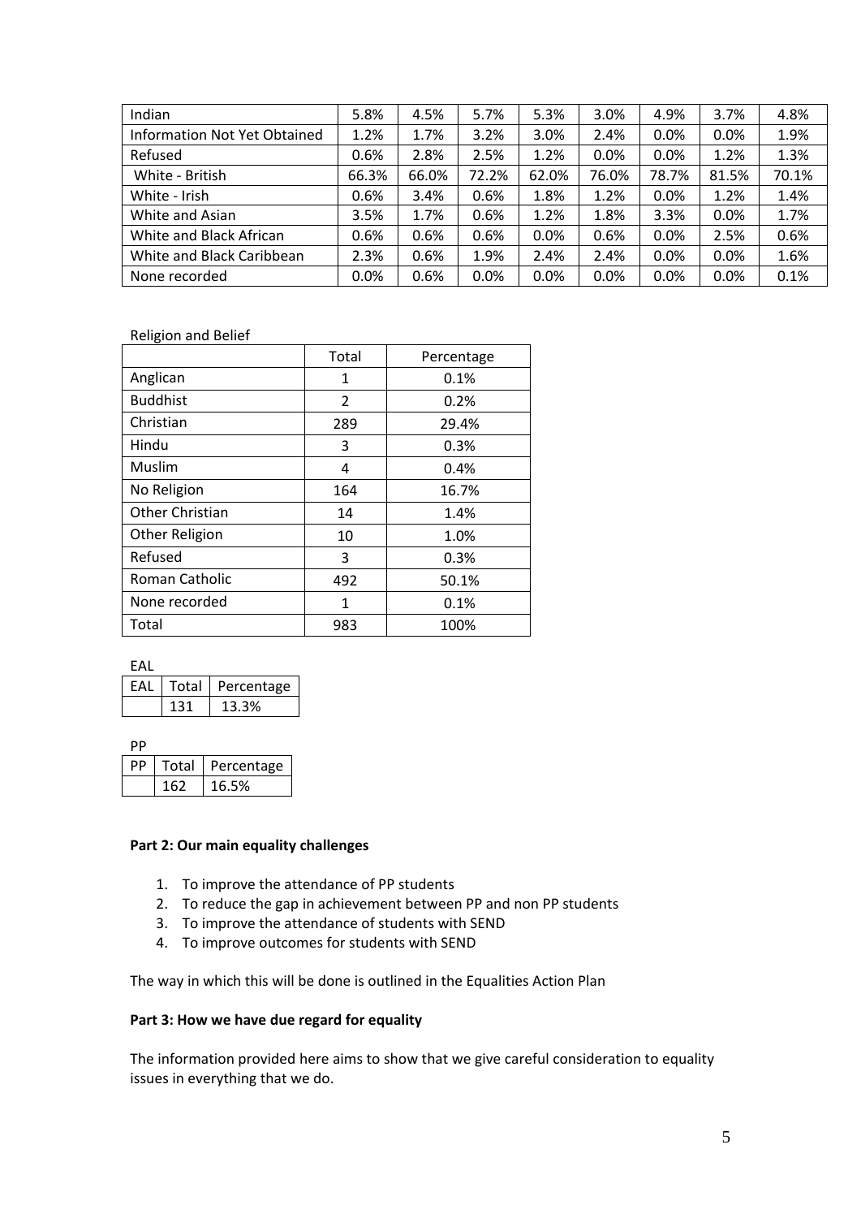| Indian | 5.8% | 4.5% | 5.7% | 5.3% | 3.0% | 4.9% | 3.7% | 4.8% |
|---|---|---|---|---|---|---|---|---|
| Information Not Yet Obtained | 1.2% | 1.7% | 3.2% | 3.0% | 2.4% | 0.0% | 0.0% | 1.9% |
| Refused | 0.6% | 2.8% | 2.5% | 1.2% | 0.0% | 0.0% | 1.2% | 1.3% |
| White - British | 66.3% | 66.0% | 72.2% | 62.0% | 76.0% | 78.7% | 81.5% | 70.1% |
| White - Irish | 0.6% | 3.4% | 0.6% | 1.8% | 1.2% | 0.0% | 1.2% | 1.4% |
| White and Asian | 3.5% | 1.7% | 0.6% | 1.2% | 1.8% | 3.3% | 0.0% | 1.7% |
| White and Black African | 0.6% | 0.6% | 0.6% | 0.0% | 0.6% | 0.0% | 2.5% | 0.6% |
| White and Black Caribbean | 2.3% | 0.6% | 1.9% | 2.4% | 2.4% | 0.0% | 0.0% | 1.6% |
| None recorded | 0.0% | 0.6% | 0.0% | 0.0% | 0.0% | 0.0% | 0.0% | 0.1% |

Religion and Belief

| | Total | Percentage |
|---|---|---|
| Anglican | 1 | 0.1% |
| Buddhist | 2 | 0.2% |
| Christian | 289 | 29.4% |
| Hindu | 3 | 0.3% |
| Muslim | 4 | 0.4% |
| No Religion | 164 | 16.7% |
| Other Christian | 14 | 1.4% |
| Other Religion | 10 | 1.0% |
| Refused | 3 | 0.3% |
| Roman Catholic | 492 | 50.1% |
| None recorded | 1 | 0.1% |
| Total | 983 | 100% |

EAL

| EAL | Total | Percentage |
|---|---|---|
| | 131 | 13.3% |

PP

| PP | Total | Percentage |
|---|---|---|
| | 162 | 16.5% |

**Part 2: Our main equality challenges**

1. To improve the attendance of PP students
2. To reduce the gap in achievement between PP and non PP students
3. To improve the attendance of students with SEND
4. To improve outcomes for students with SEND

The way in which this will be done is outlined in the Equalities Action Plan

**Part 3: How we have due regard for equality**

The information provided here aims to show that we give careful consideration to equality issues in everything that we do.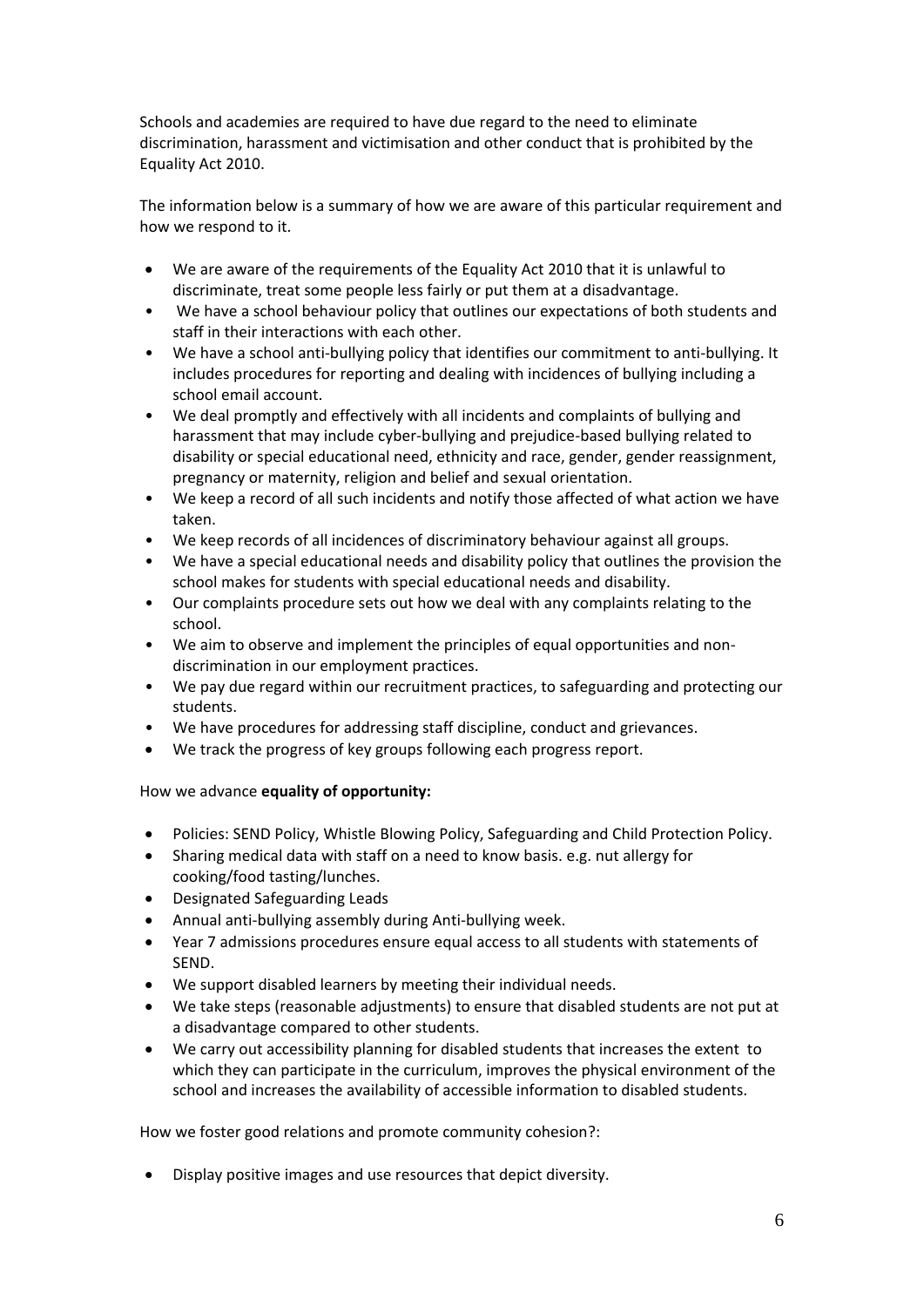Schools and academies are required to have due regard to the need to eliminate discrimination, harassment and victimisation and other conduct that is prohibited by the Equality Act 2010.

The information below is a summary of how we are aware of this particular requirement and how we respond to it.

- We are aware of the requirements of the Equality Act 2010 that it is unlawful to discriminate, treat some people less fairly or put them at a disadvantage.
- We have a school behaviour policy that outlines our expectations of both students and staff in their interactions with each other.
- We have a school anti-bullying policy that identifies our commitment to anti-bullying. It includes procedures for reporting and dealing with incidences of bullying including a school email account.
- We deal promptly and effectively with all incidents and complaints of bullying and harassment that may include cyber-bullying and prejudice-based bullying related to disability or special educational need, ethnicity and race, gender, gender reassignment, pregnancy or maternity, religion and belief and sexual orientation.
- We keep a record of all such incidents and notify those affected of what action we have taken.
- We keep records of all incidences of discriminatory behaviour against all groups.
- We have a special educational needs and disability policy that outlines the provision the school makes for students with special educational needs and disability.
- Our complaints procedure sets out how we deal with any complaints relating to the school.
- We aim to observe and implement the principles of equal opportunities and non-discrimination in our employment practices.
- We pay due regard within our recruitment practices, to safeguarding and protecting our students.
- We have procedures for addressing staff discipline, conduct and grievances.
- We track the progress of key groups following each progress report.

How we advance **equality of opportunity:**

- Policies: SEND Policy, Whistle Blowing Policy, Safeguarding and Child Protection Policy.
- Sharing medical data with staff on a need to know basis. e.g. nut allergy for cooking/food tasting/lunches.
- Designated Safeguarding Leads
- Annual anti-bullying assembly during Anti-bullying week.
- Year 7 admissions procedures ensure equal access to all students with statements of SEND.
- We support disabled learners by meeting their individual needs.
- We take steps (reasonable adjustments) to ensure that disabled students are not put at a disadvantage compared to other students.
- We carry out accessibility planning for disabled students that increases the extent to which they can participate in the curriculum, improves the physical environment of the school and increases the availability of accessible information to disabled students.

How we foster good relations and promote community cohesion?:

- Display positive images and use resources that depict diversity.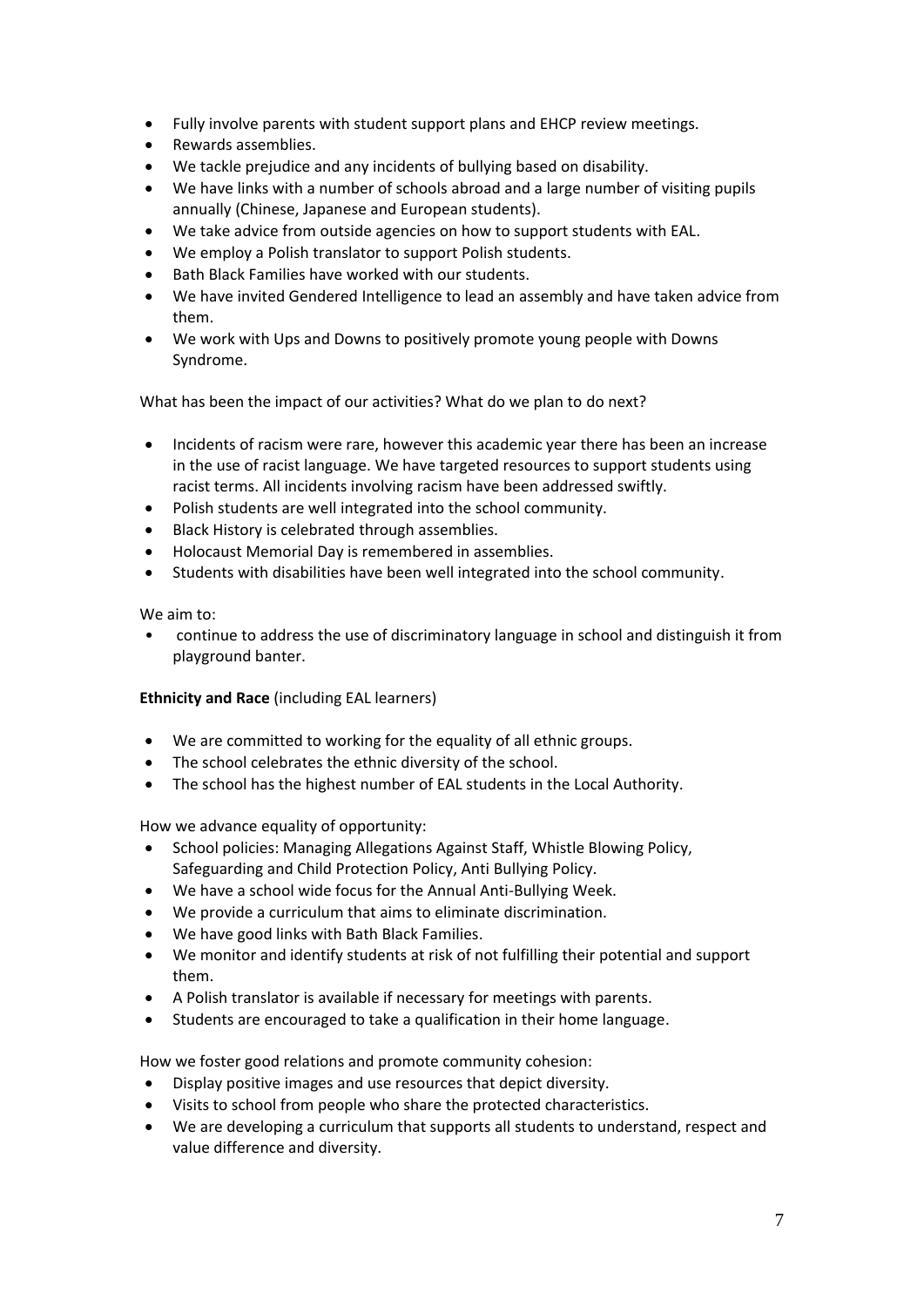- Fully involve parents with student support plans and EHCP review meetings.
- Rewards assemblies.
- We tackle prejudice and any incidents of bullying based on disability.
- We have links with a number of schools abroad and a large number of visiting pupils annually (Chinese, Japanese and European students).
- We take advice from outside agencies on how to support students with EAL.
- We employ a Polish translator to support Polish students.
- Bath Black Families have worked with our students.
- We have invited Gendered Intelligence to lead an assembly and have taken advice from them.
- We work with Ups and Downs to positively promote young people with Downs Syndrome.

What has been the impact of our activities? What do we plan to do next?

- Incidents of racism were rare, however this academic year there has been an increase in the use of racist language. We have targeted resources to support students using racist terms. All incidents involving racism have been addressed swiftly.
- Polish students are well integrated into the school community.
- Black History is celebrated through assemblies.
- Holocaust Memorial Day is remembered in assemblies.
- Students with disabilities have been well integrated into the school community.

We aim to:

- continue to address the use of discriminatory language in school and distinguish it from playground banter.

**Ethnicity and Race** (including EAL learners)

- We are committed to working for the equality of all ethnic groups.
- The school celebrates the ethnic diversity of the school.
- The school has the highest number of EAL students in the Local Authority.

How we advance equality of opportunity:

- School policies: Managing Allegations Against Staff, Whistle Blowing Policy, Safeguarding and Child Protection Policy, Anti Bullying Policy.
- We have a school wide focus for the Annual Anti-Bullying Week.
- We provide a curriculum that aims to eliminate discrimination.
- We have good links with Bath Black Families.
- We monitor and identify students at risk of not fulfilling their potential and support them.
- A Polish translator is available if necessary for meetings with parents.
- Students are encouraged to take a qualification in their home language.

How we foster good relations and promote community cohesion:

- Display positive images and use resources that depict diversity.
- Visits to school from people who share the protected characteristics.
- We are developing a curriculum that supports all students to understand, respect and value difference and diversity.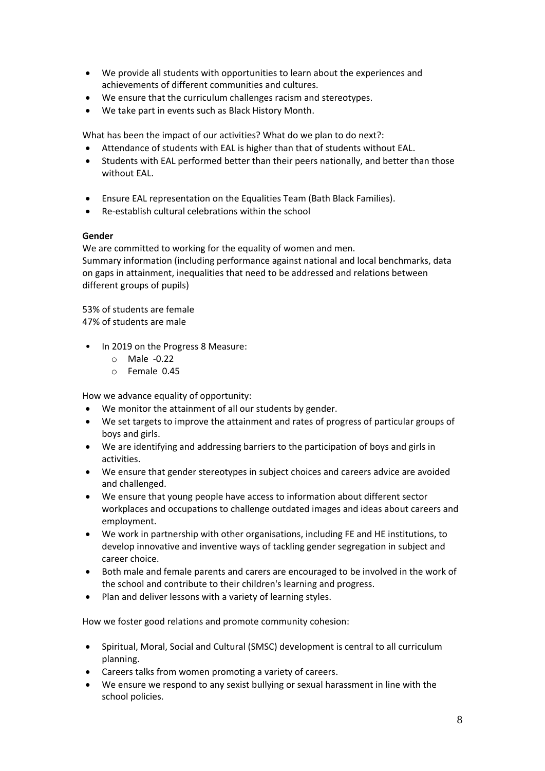- We provide all students with opportunities to learn about the experiences and achievements of different communities and cultures.
- We ensure that the curriculum challenges racism and stereotypes.
- We take part in events such as Black History Month.

What has been the impact of our activities? What do we plan to do next?:

- Attendance of students with EAL is higher than that of students without EAL.
- Students with EAL performed better than their peers nationally, and better than those without EAL.

- Ensure EAL representation on the Equalities Team (Bath Black Families).
- Re-establish cultural celebrations within the school

**Gender**

We are committed to working for the equality of women and men.
Summary information (including performance against national and local benchmarks, data on gaps in attainment, inequalities that need to be addressed and relations between different groups of pupils)

53% of students are female
47% of students are male

- In 2019 on the Progress 8 Measure:
  - Male -0.22
  - Female 0.45

How we advance equality of opportunity:

- We monitor the attainment of all our students by gender.
- We set targets to improve the attainment and rates of progress of particular groups of boys and girls.
- We are identifying and addressing barriers to the participation of boys and girls in activities.
- We ensure that gender stereotypes in subject choices and careers advice are avoided and challenged.
- We ensure that young people have access to information about different sector workplaces and occupations to challenge outdated images and ideas about careers and employment.
- We work in partnership with other organisations, including FE and HE institutions, to develop innovative and inventive ways of tackling gender segregation in subject and career choice.
- Both male and female parents and carers are encouraged to be involved in the work of the school and contribute to their children's learning and progress.
- Plan and deliver lessons with a variety of learning styles.

How we foster good relations and promote community cohesion:

- Spiritual, Moral, Social and Cultural (SMSC) development is central to all curriculum planning.
- Careers talks from women promoting a variety of careers.
- We ensure we respond to any sexist bullying or sexual harassment in line with the school policies.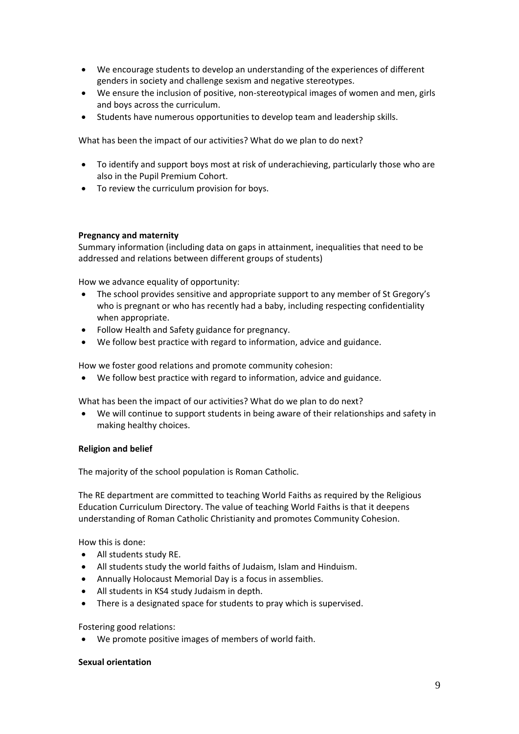- We encourage students to develop an understanding of the experiences of different genders in society and challenge sexism and negative stereotypes.
- We ensure the inclusion of positive, non-stereotypical images of women and men, girls and boys across the curriculum.
- Students have numerous opportunities to develop team and leadership skills.

What has been the impact of our activities? What do we plan to do next?

- To identify and support boys most at risk of underachieving, particularly those who are also in the Pupil Premium Cohort.
- To review the curriculum provision for boys.

**Pregnancy and maternity**

Summary information (including data on gaps in attainment, inequalities that need to be addressed and relations between different groups of students)

How we advance equality of opportunity:

- The school provides sensitive and appropriate support to any member of St Gregory's who is pregnant or who has recently had a baby, including respecting confidentiality when appropriate.
- Follow Health and Safety guidance for pregnancy.
- We follow best practice with regard to information, advice and guidance.

How we foster good relations and promote community cohesion:

- We follow best practice with regard to information, advice and guidance.

What has been the impact of our activities? What do we plan to do next?

- We will continue to support students in being aware of their relationships and safety in making healthy choices.

**Religion and belief**

The majority of the school population is Roman Catholic.

The RE department are committed to teaching World Faiths as required by the Religious Education Curriculum Directory. The value of teaching World Faiths is that it deepens understanding of Roman Catholic Christianity and promotes Community Cohesion.

How this is done:

- All students study RE.
- All students study the world faiths of Judaism, Islam and Hinduism.
- Annually Holocaust Memorial Day is a focus in assemblies.
- All students in KS4 study Judaism in depth.
- There is a designated space for students to pray which is supervised.

Fostering good relations:

- We promote positive images of members of world faith.

**Sexual orientation**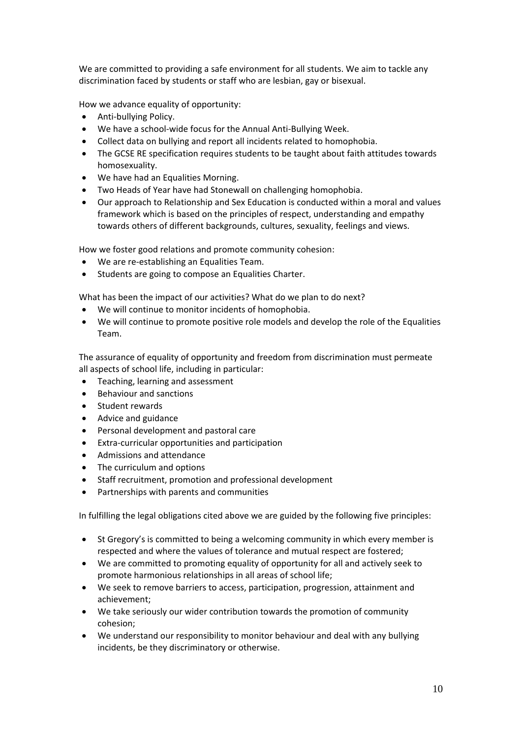We are committed to providing a safe environment for all students. We aim to tackle any discrimination faced by students or staff who are lesbian, gay or bisexual.

How we advance equality of opportunity:

- Anti-bullying Policy.
- We have a school-wide focus for the Annual Anti-Bullying Week.
- Collect data on bullying and report all incidents related to homophobia.
- The GCSE RE specification requires students to be taught about faith attitudes towards homosexuality.
- We have had an Equalities Morning.
- Two Heads of Year have had Stonewall on challenging homophobia.
- Our approach to Relationship and Sex Education is conducted within a moral and values framework which is based on the principles of respect, understanding and empathy towards others of different backgrounds, cultures, sexuality, feelings and views.

How we foster good relations and promote community cohesion:

- We are re-establishing an Equalities Team.
- Students are going to compose an Equalities Charter.

What has been the impact of our activities? What do we plan to do next?

- We will continue to monitor incidents of homophobia.
- We will continue to promote positive role models and develop the role of the Equalities Team.

The assurance of equality of opportunity and freedom from discrimination must permeate all aspects of school life, including in particular:

- Teaching, learning and assessment
- Behaviour and sanctions
- Student rewards
- Advice and guidance
- Personal development and pastoral care
- Extra-curricular opportunities and participation
- Admissions and attendance
- The curriculum and options
- Staff recruitment, promotion and professional development
- Partnerships with parents and communities

In fulfilling the legal obligations cited above we are guided by the following five principles:

- St Gregory's is committed to being a welcoming community in which every member is respected and where the values of tolerance and mutual respect are fostered;
- We are committed to promoting equality of opportunity for all and actively seek to promote harmonious relationships in all areas of school life;
- We seek to remove barriers to access, participation, progression, attainment and achievement;
- We take seriously our wider contribution towards the promotion of community cohesion;
- We understand our responsibility to monitor behaviour and deal with any bullying incidents, be they discriminatory or otherwise.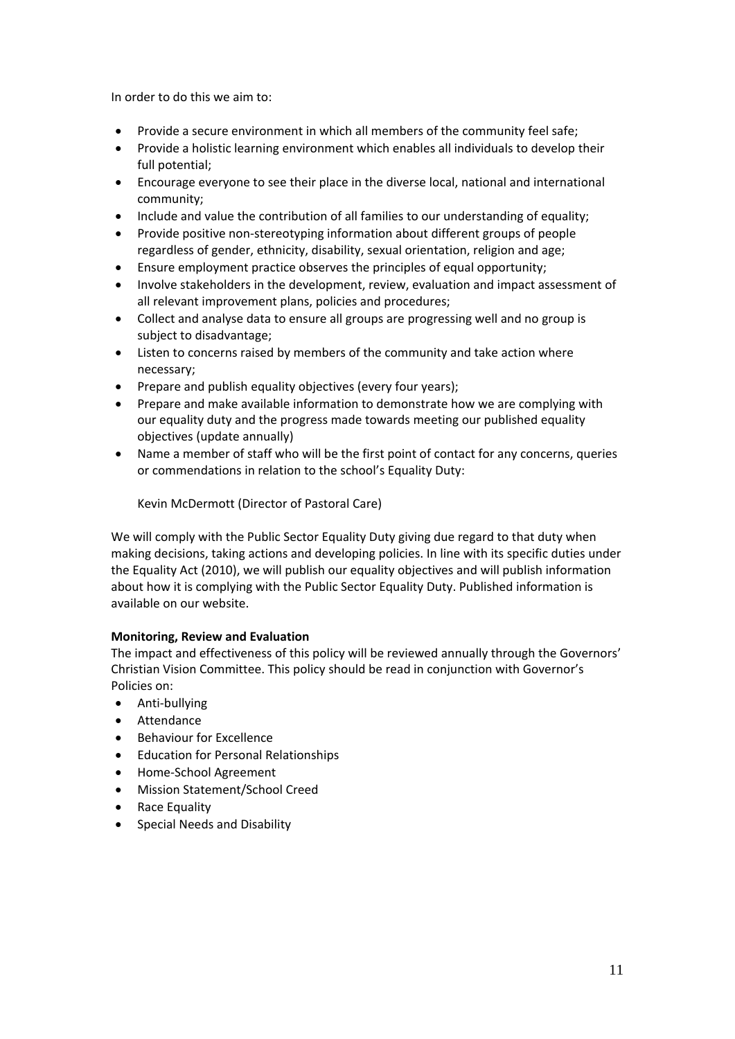In order to do this we aim to:

- Provide a secure environment in which all members of the community feel safe;
- Provide a holistic learning environment which enables all individuals to develop their full potential;
- Encourage everyone to see their place in the diverse local, national and international community;
- Include and value the contribution of all families to our understanding of equality;
- Provide positive non-stereotyping information about different groups of people regardless of gender, ethnicity, disability, sexual orientation, religion and age;
- Ensure employment practice observes the principles of equal opportunity;
- Involve stakeholders in the development, review, evaluation and impact assessment of all relevant improvement plans, policies and procedures;
- Collect and analyse data to ensure all groups are progressing well and no group is subject to disadvantage;
- Listen to concerns raised by members of the community and take action where necessary;
- Prepare and publish equality objectives (every four years);
- Prepare and make available information to demonstrate how we are complying with our equality duty and the progress made towards meeting our published equality objectives (update annually)
- Name a member of staff who will be the first point of contact for any concerns, queries or commendations in relation to the school's Equality Duty:

  Kevin McDermott (Director of Pastoral Care)

We will comply with the Public Sector Equality Duty giving due regard to that duty when making decisions, taking actions and developing policies. In line with its specific duties under the Equality Act (2010), we will publish our equality objectives and will publish information about how it is complying with the Public Sector Equality Duty. Published information is available on our website.

**Monitoring, Review and Evaluation**

The impact and effectiveness of this policy will be reviewed annually through the Governors' Christian Vision Committee. This policy should be read in conjunction with Governor's Policies on:

- Anti-bullying
- Attendance
- Behaviour for Excellence
- Education for Personal Relationships
- Home-School Agreement
- Mission Statement/School Creed
- Race Equality
- Special Needs and Disability